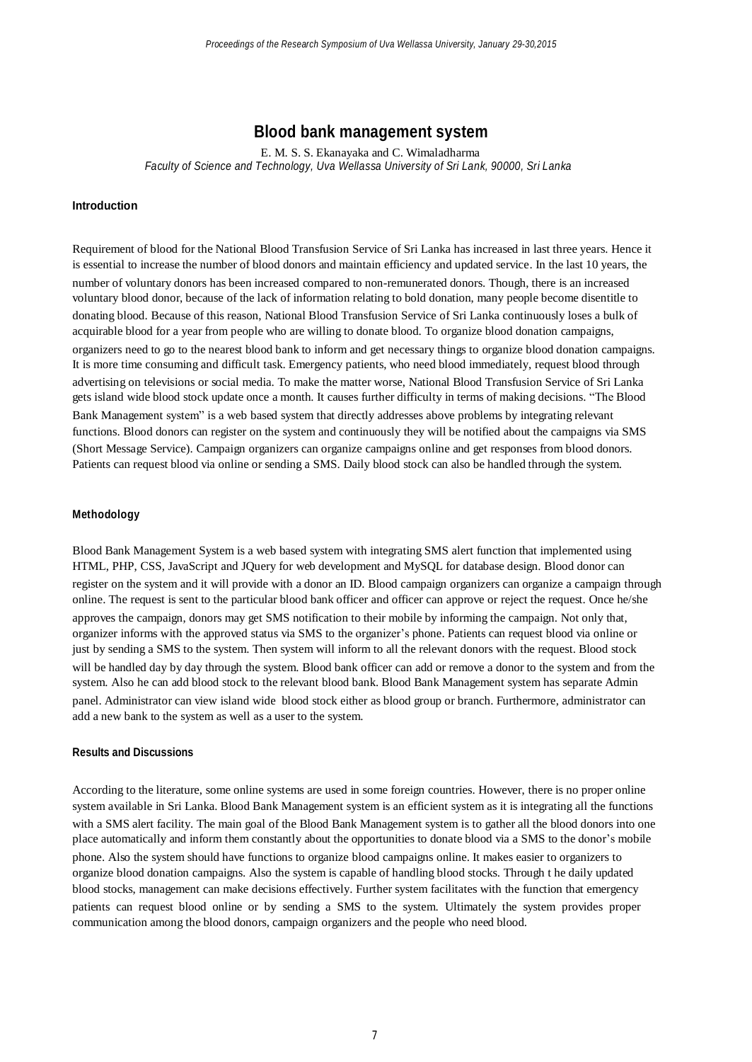# Blood bank management system

E. M. S. S. Ekanayaka and C. Wimaladharma

*Faculty of Science and Technology, Uva Wellassa University of Sri Lank, 90000, Sri Lanka*

## Introduction

Requirement of blood for the National Blood Transfusion Service of Sri Lanka has increased in last three years. Hence it is essential to increase the number of blood donors and maintain efficiency and updated service. In the last 10 years, the number of voluntary donors has been increased compared to non-remunerated donors. Though, there is an increased voluntary blood donor, because of the lack of information relating to bold donation, many people become disentitle to donating blood. Because of this reason, National Blood Transfusion Service of Sri Lanka continuously loses a bulk of acquirable blood for a year from people who are willing to donate blood. To organize blood donation campaigns, organizers need to go to the nearest blood bank to inform and get necessary things to organize blood donation campaigns. It is more time consuming and difficult task. Emergency patients, who need blood immediately, request blood through advertising on televisions or social media. To make the matter worse, National Blood Transfusion Service of Sri Lanka gets island wide blood stock update once a month. It causes further difficulty in terms of making decisions. "The Blood Bank Management system" is a web based system that directly addresses above problems by integrating relevant functions. Blood donors can register on the system and continuously they will be notified about the campaigns via SMS (Short Message Service). Campaign organizers can organize campaigns online and get responses from blood donors. Patients can request blood via online or sending a SMS. Daily blood stock can also be handled through the system.

## Methodology

Blood Bank Management System is a web based system with integrating SMS alert function that implemented using HTML, PHP, CSS, JavaScript and JQuery for web development and MySQL for database design. Blood donor can register on the system and it will provide with a donor an ID. Blood campaign organizers can organize a campaign through online. The request is sent to the particular blood bank officer and officer can approve or reject the request. Once he/she approves the campaign, donors may get SMS notification to their mobile by informing the campaign. Not only that, organizer informs with the approved status via SMS to the organizer's phone. Patients can request blood via online or just by sending a SMS to the system. Then system will inform to all the relevant donors with the request. Blood stock will be handled day by day through the system. Blood bank officer can add or remove a donor to the system and from the system. Also he can add blood stock to the relevant blood bank. Blood Bank Management system has separate Admin panel. Administrator can view island wide blood stock either as blood group or branch. Furthermore, administrator can add a new bank to the system as well as a user to the system.

## Results and Discussions

According to the literature, some online systems are used in some foreign countries. However, there is no proper online system available in Sri Lanka. Blood Bank Management system is an efficient system as it is integrating all the functions with a SMS alert facility. The main goal of the Blood Bank Management system is to gather all the blood donors into one place automatically and inform them constantly about the opportunities to donate blood via a SMS to the donor's mobile phone. Also the system should have functions to organize blood campaigns online. It makes easier to organizers to organize blood donation campaigns. Also the system is capable of handling blood stocks. Through t he daily updated blood stocks, management can make decisions effectively. Further system facilitates with the function that emergency patients can request blood online or by sending a SMS to the system. Ultimately the system provides proper communication among the blood donors, campaign organizers and the people who need blood.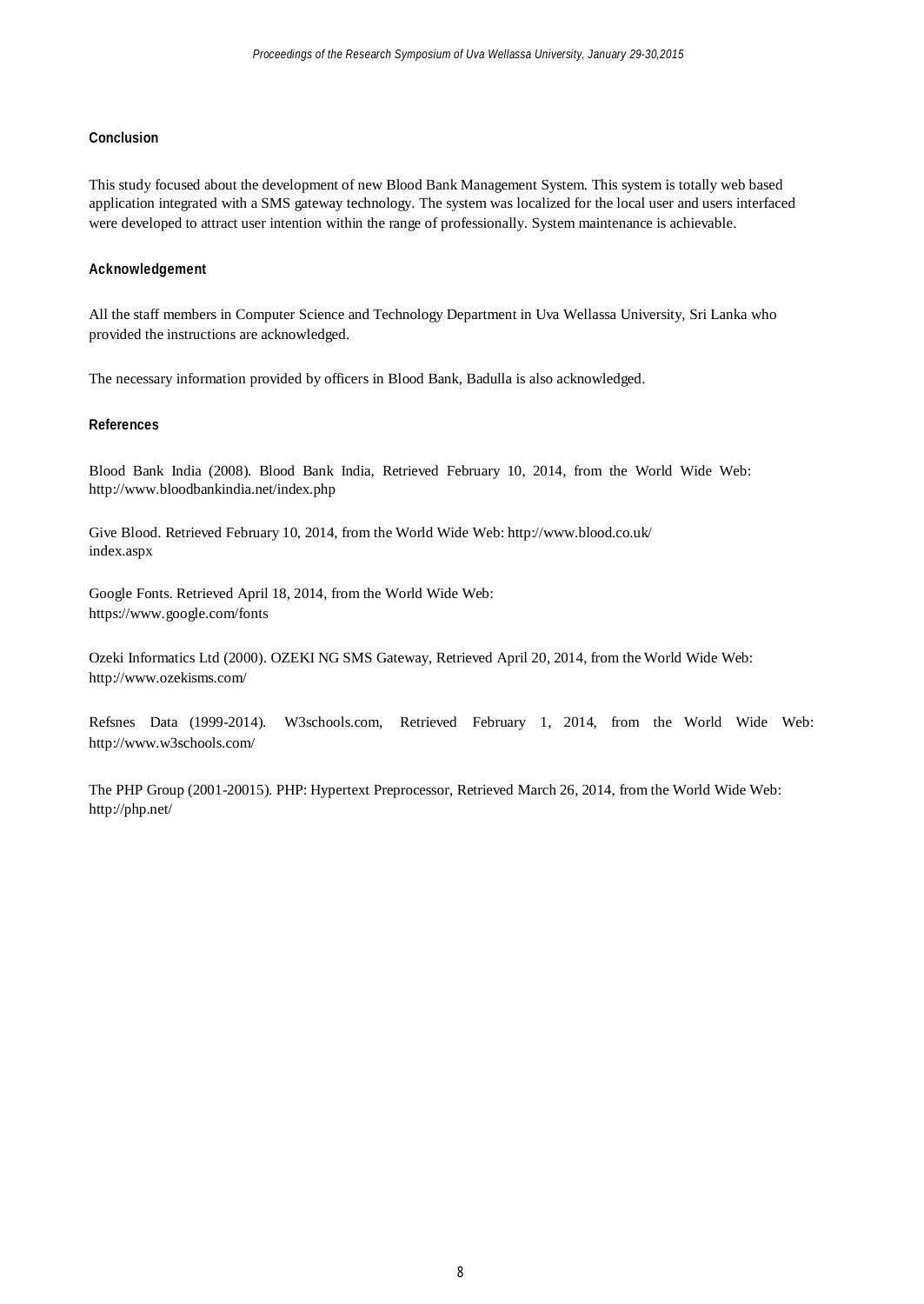## Conclusion

This study focused about the development of new Blood Bank Management System. This system is totally web based application integrated with a SMS gateway technology. The system was localized for the local user and users interfaced were developed to attract user intention within the range of professionally. System maintenance is achievable.

## Acknowledgement

All the staff members in Computer Science and Technology Department in Uva Wellassa University, Sri Lanka who provided the instructions are acknowledged.

The necessary information provided by officers in Blood Bank, Badulla is also acknowledged.

## References

Blood Bank India (2008). Blood Bank India, Retrieved February 10, 2014, from the World Wide Web: http://www.bloodbankindia.net/index.php

Give Blood. Retrieved February 10, 2014, from the World Wide Web: http://www.blood.co.uk/index.aspx

Google Fonts. Retrieved April 18, 2014, from the World Wide Web: https://www.google.com/fonts

Ozeki Informatics Ltd (2000). OZEKI NG SMS Gateway, Retrieved April 20, 2014, from the World Wide Web: http://www.ozekisms.com/

Refsnes Data (1999-2014). W3schools.com, Retrieved February 1, 2014, from the World Wide Web: http://www.w3schools.com/

The PHP Group (2001-20015). PHP: Hypertext Preprocessor, Retrieved March 26, 2014, from the World Wide Web: http://php.net/